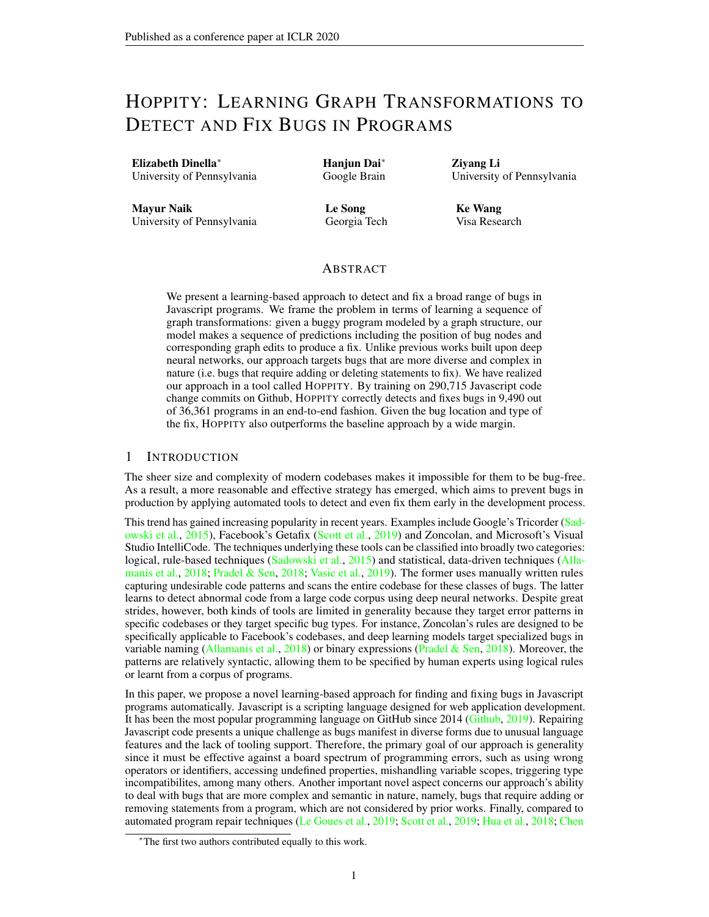# HOPPITY: LEARNING GRAPH TRANSFORMATIONS TO DETECT AND FIX BUGS IN PROGRAMS

**Elizabeth Dinella**[*]
University of Pennsylvania

**Hanjun Dai**[*]
Google Brain

**Ziyang Li**
University of Pennsylvania

**Mayur Naik**
University of Pennsylvania

**Le Song**
Georgia Tech

**Ke Wang**
Visa Research

## ABSTRACT

We present a learning-based approach to detect and fix a broad range of bugs in Javascript programs. We frame the problem in terms of learning a sequence of graph transformations: given a buggy program modeled by a graph structure, our model makes a sequence of predictions including the position of bug nodes and corresponding graph edits to produce a fix. Unlike previous works built upon deep neural networks, our approach targets bugs that are more diverse and complex in nature (i.e. bugs that require adding or deleting statements to fix). We have realized our approach in a tool called HOPPITY. By training on 290,715 Javascript code change commits on Github, HOPPITY correctly detects and fixes bugs in 9,490 out of 36,361 programs in an end-to-end fashion. Given the bug location and type of the fix, HOPPITY also outperforms the baseline approach by a wide margin.

## 1 INTRODUCTION

The sheer size and complexity of modern codebases makes it impossible for them to be bug-free. As a result, a more reasonable and effective strategy has emerged, which aims to prevent bugs in production by applying automated tools to detect and even fix them early in the development process.

This trend has gained increasing popularity in recent years. Examples include Google's Tricorder (Sadowski et al., 2015), Facebook's Getafix (Scott et al., 2019) and Zoncolan, and Microsoft's Visual Studio IntelliCode. The techniques underlying these tools can be classified into broadly two categories: logical, rule-based techniques (Sadowski et al., 2015) and statistical, data-driven techniques (Allamanis et al., 2018; Pradel & Sen, 2018; Vasic et al., 2019). The former uses manually written rules capturing undesirable code patterns and scans the entire codebase for these classes of bugs. The latter learns to detect abnormal code from a large code corpus using deep neural networks. Despite great strides, however, both kinds of tools are limited in generality because they target error patterns in specific codebases or they target specific bug types. For instance, Zoncolan's rules are designed to be specifically applicable to Facebook's codebases, and deep learning models target specialized bugs in variable naming (Allamanis et al., 2018) or binary expressions (Pradel & Sen, 2018). Moreover, the patterns are relatively syntactic, allowing them to be specified by human experts using logical rules or learnt from a corpus of programs.

In this paper, we propose a novel learning-based approach for finding and fixing bugs in Javascript programs automatically. Javascript is a scripting language designed for web application development. It has been the most popular programming language on GitHub since 2014 (Github, 2019). Repairing Javascript code presents a unique challenge as bugs manifest in diverse forms due to unusual language features and the lack of tooling support. Therefore, the primary goal of our approach is generality since it must be effective against a board spectrum of programming errors, such as using wrong operators or identifiers, accessing undefined properties, mishandling variable scopes, triggering type incompatibilites, among many others. Another important novel aspect concerns our approach's ability to deal with bugs that are more complex and semantic in nature, namely, bugs that require adding or removing statements from a program, which are not considered by prior works. Finally, compared to automated program repair techniques (Le Goues et al., 2019; Scott et al., 2019; Hua et al., 2018; Chen

[*]The first two authors contributed equally to this work.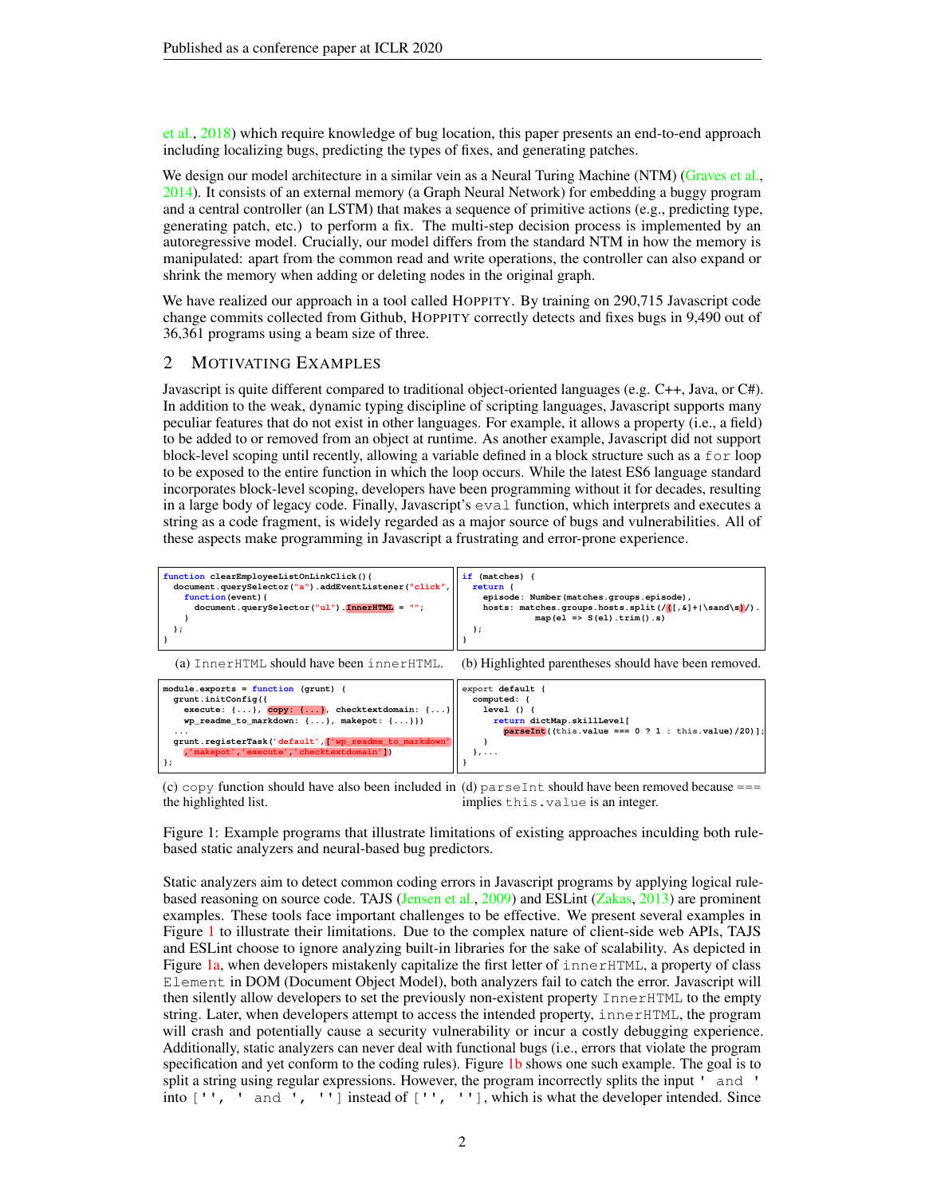et al., 2018) which require knowledge of bug location, this paper presents an end-to-end approach including localizing bugs, predicting the types of fixes, and generating patches.

We design our model architecture in a similar vein as a Neural Turing Machine (NTM) (Graves et al., 2014). It consists of an external memory (a Graph Neural Network) for embedding a buggy program and a central controller (an LSTM) that makes a sequence of primitive actions (e.g., predicting type, generating patch, etc.) to perform a fix. The multi-step decision process is implemented by an autoregressive model. Crucially, our model differs from the standard NTM in how the memory is manipulated: apart from the common read and write operations, the controller can also expand or shrink the memory when adding or deleting nodes in the original graph.

We have realized our approach in a tool called HOPPITY. By training on 290,715 Javascript code change commits collected from Github, HOPPITY correctly detects and fixes bugs in 9,490 out of 36,361 programs using a beam size of three.

## 2 MOTIVATING EXAMPLES

Javascript is quite different compared to traditional object-oriented languages (e.g. C++, Java, or C#). In addition to the weak, dynamic typing discipline of scripting languages, Javascript supports many peculiar features that do not exist in other languages. For example, it allows a property (i.e., a field) to be added to or removed from an object at runtime. As another example, Javascript did not support block-level scoping until recently, allowing a variable defined in a block structure such as a `for` loop to be exposed to the entire function in which the loop occurs. While the latest ES6 language standard incorporates block-level scoping, developers have been programming without it for decades, resulting in a large body of legacy code. Finally, Javascript's `eval` function, which interprets and executes a string as a code fragment, is widely regarded as a major source of bugs and vulnerabilities. All of these aspects make programming in Javascript a frustrating and error-prone experience.

```
function clearEmployeeListOnLinkClick(){
  document.querySelector("a").addEventListener("click",
    function(event){
      document.querySelector("ul").InnerHTML = "";
    }
  );
}
```

(a) `InnerHTML` should have been `innerHTML`.

```
if (matches) {
  return {
    episode: Number(matches.groups.episode),
    hosts: matches.groups.hosts.split(/([,&]+|\sand\s)/).
           map(el => S(el).trim().s)
  };
}
```

(b) Highlighted parentheses should have been removed.

```
module.exports = function (grunt) {
  grunt.initConfig({
    execute: {...}, copy: {...}, checktextdomain: {...}
    wp_readme_to_markdown: {...}, makepot: {...}})
  ...
  grunt.registerTask('default',['wp_readme_to_markdown'
  ,'makepot','execute','checktextdomain'])
};
```

(c) `copy` function should have also been included in the highlighted list.

```
export default {
  computed: {
    level () {
      return dictMap.skillLevel[
        parseInt((this.value === 0 ? 1 : this.value)/20)];
    }
  },...
}
```

(d) `parseInt` should have been removed because `===` implies `this.value` is an integer.

Figure 1: Example programs that illustrate limitations of existing approaches inculding both rule-based static analyzers and neural-based bug predictors.

Static analyzers aim to detect common coding errors in Javascript programs by applying logical rule-based reasoning on source code. TAJS (Jensen et al., 2009) and ESLint (Zakas, 2013) are prominent examples. These tools face important challenges to be effective. We present several examples in Figure 1 to illustrate their limitations. Due to the complex nature of client-side web APIs, TAJS and ESLint choose to ignore analyzing built-in libraries for the sake of scalability. As depicted in Figure 1a, when developers mistakenly capitalize the first letter of `innerHTML`, a property of class `Element` in DOM (Document Object Model), both analyzers fail to catch the error. Javascript will then silently allow developers to set the previously non-existent property `InnerHTML` to the empty string. Later, when developers attempt to access the intended property, `innerHTML`, the program will crash and potentially cause a security vulnerability or incur a costly debugging experience. Additionally, static analyzers can never deal with functional bugs (i.e., errors that violate the program specification and yet conform to the coding rules). Figure 1b shows one such example. The goal is to split a string using regular expressions. However, the program incorrectly splits the input `' and '` into `['', ' and ', '']` instead of `['', '']`, which is what the developer intended. Since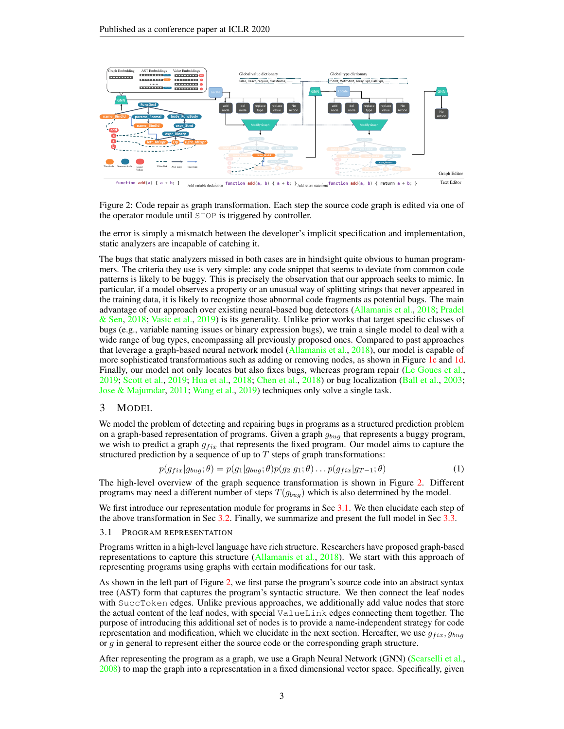Figure 2: Code repair as graph transformation. Each step the source code graph is edited via one of the operator module until STOP is triggered by controller.

the error is simply a mismatch between the developer's implicit specification and implementation, static analyzers are incapable of catching it.

The bugs that static analyzers missed in both cases are in hindsight quite obvious to human programmers. The criteria they use is very simple: any code snippet that seems to deviate from common code patterns is likely to be buggy. This is precisely the observation that our approach seeks to mimic. In particular, if a model observes a property or an unusual way of splitting strings that never appeared in the training data, it is likely to recognize those abnormal code fragments as potential bugs. The main advantage of our approach over existing neural-based bug detectors (Allamanis et al., 2018; Pradel & Sen, 2018; Vasic et al., 2019) is its generality. Unlike prior works that target specific classes of bugs (e.g., variable naming issues or binary expression bugs), we train a single model to deal with a wide range of bug types, encompassing all previously proposed ones. Compared to past approaches that leverage a graph-based neural network model (Allamanis et al., 2018), our model is capable of more sophisticated transformations such as adding or removing nodes, as shown in Figure 1c and 1d. Finally, our model not only locates but also fixes bugs, whereas program repair (Le Goues et al., 2019; Scott et al., 2019; Hua et al., 2018; Chen et al., 2018) or bug localization (Ball et al., 2003; Jose & Majumdar, 2011; Wang et al., 2019) techniques only solve a single task.

# 3 Model

We model the problem of detecting and repairing bugs in programs as a structured prediction problem on a graph-based representation of programs. Given a graph $g_{bug}$ that represents a buggy program, we wish to predict a graph $g_{fix}$ that represents the fixed program. Our model aims to capture the structured prediction by a sequence of up to $T$ steps of graph transformations:

$$p(g_{fix}|g_{bug};\theta) = p(g_1|g_{bug};\theta)p(g_2|g_1;\theta)\dots p(g_{fix}|g_{T-1};\theta) \tag{1}$$

The high-level overview of the graph sequence transformation is shown in Figure 2. Different programs may need a different number of steps $T(g_{bug})$ which is also determined by the model.

We first introduce our representation module for programs in Sec 3.1. We then elucidate each step of the above transformation in Sec 3.2. Finally, we summarize and present the full model in Sec 3.3.

## 3.1 Program Representation

Programs written in a high-level language have rich structure. Researchers have proposed graph-based representations to capture this structure (Allamanis et al., 2018). We start with this approach of representing programs using graphs with certain modifications for our task.

As shown in the left part of Figure 2, we first parse the program's source code into an abstract syntax tree (AST) form that captures the program's syntactic structure. We then connect the leaf nodes with SuccToken edges. Unlike previous approaches, we additionally add value nodes that store the actual content of the leaf nodes, with special ValueLink edges connecting them together. The purpose of introducing this additional set of nodes is to provide a name-independent strategy for code representation and modification, which we elucidate in the next section. Hereafter, we use $g_{fix}, g_{bug}$ or $g$ in general to represent either the source code or the corresponding graph structure.

After representing the program as a graph, we use a Graph Neural Network (GNN) (Scarselli et al., 2008) to map the graph into a representation in a fixed dimensional vector space. Specifically, given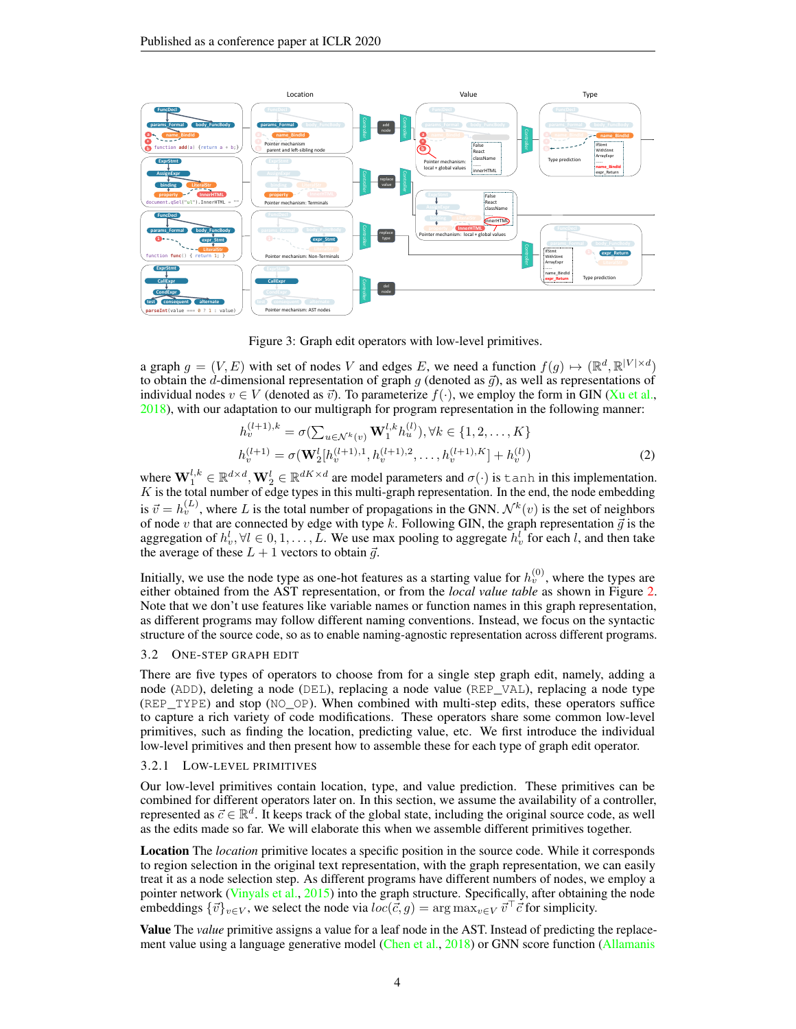Figure 3: Graph edit operators with low-level primitives.

a graph $g = (V, E)$ with set of nodes $V$ and edges $E$, we need a function $f(g) \mapsto (\mathbb{R}^d, \mathbb{R}^{|V| \times d})$ to obtain the $d$-dimensional representation of graph $g$ (denoted as $\vec{g}$), as well as representations of individual nodes $v \in V$ (denoted as $\vec{v}$). To parameterize $f(\cdot)$, we employ the form in GIN (Xu et al., 2018), with our adaptation to our multigraph for program representation in the following manner:

$$h_v^{(l+1),k} = \sigma(\textstyle\sum_{u \in \mathcal{N}^k(v)} \mathbf{W}_1^{l,k} h_u^{(l)}), \forall k \in \{1, 2, \ldots, K\}$$

$$h_v^{(l+1)} = \sigma(\mathbf{W}_2^l [h_v^{(l+1),1}, h_v^{(l+1),2}, \ldots, h_v^{(l+1),K}] + h_v^{(l)}) \tag{2}$$

where $\mathbf{W}_1^{l,k} \in \mathbb{R}^{d \times d}, \mathbf{W}_2^l \in \mathbb{R}^{dK \times d}$ are model parameters and $\sigma(\cdot)$ is `tanh` in this implementation. $K$ is the total number of edge types in this multi-graph representation. In the end, the node embedding is $\vec{v} = h_v^{(L)}$, where $L$ is the total number of propagations in the GNN. $\mathcal{N}^k(v)$ is the set of neighbors of node $v$ that are connected by edge with type $k$. Following GIN, the graph representation $\vec{g}$ is the aggregation of $h_v^l, \forall l \in 0, 1, \ldots, L$. We use max pooling to aggregate $h_v^l$ for each $l$, and then take the average of these $L + 1$ vectors to obtain $\vec{g}$.

Initially, we use the node type as one-hot features as a starting value for $h_v^{(0)}$, where the types are either obtained from the AST representation, or from the *local value table* as shown in Figure 2. Note that we don't use features like variable names or function names in this graph representation, as different programs may follow different naming conventions. Instead, we focus on the syntactic structure of the source code, so as to enable naming-agnostic representation across different programs.

### 3.2 One-step Graph Edit

There are five types of operators to choose from for a single step graph edit, namely, adding a node (`ADD`), deleting a node (`DEL`), replacing a node value (`REP_VAL`), replacing a node type (`REP_TYPE`) and stop (`NO_OP`). When combined with multi-step edits, these operators suffice to capture a rich variety of code modifications. These operators share some common low-level primitives, such as finding the location, predicting value, etc. We first introduce the individual low-level primitives and then present how to assemble these for each type of graph edit operator.

#### 3.2.1 Low-level Primitives

Our low-level primitives contain location, type, and value prediction. These primitives can be combined for different operators later on. In this section, we assume the availability of a controller, represented as $\vec{c} \in \mathbb{R}^d$. It keeps track of the global state, including the original source code, as well as the edits made so far. We will elaborate this when we assemble different primitives together.

**Location** The *location* primitive locates a specific position in the source code. While it corresponds to region selection in the original text representation, with the graph representation, we can easily treat it as a node selection step. As different programs have different numbers of nodes, we employ a pointer network (Vinyals et al., 2015) into the graph structure. Specifically, after obtaining the node embeddings $\{\vec{v}\}_{v \in V}$, we select the node via $loc(\vec{c}, g) = \arg\max_{v \in V} \vec{v}^\top \vec{c}$ for simplicity.

**Value** The *value* primitive assigns a value for a leaf node in the AST. Instead of predicting the replacement value using a language generative model (Chen et al., 2018) or GNN score function (Allamanis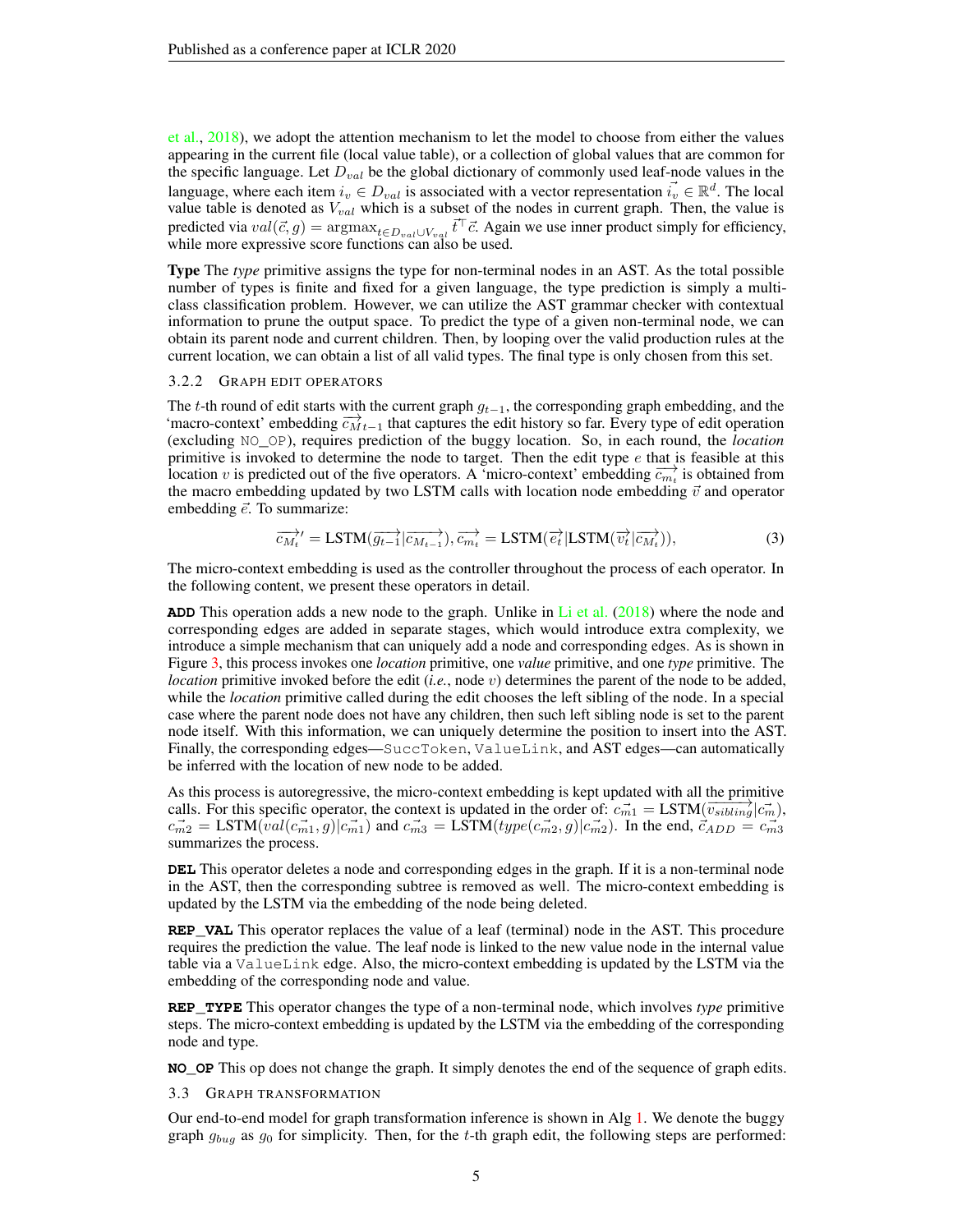et al., 2018), we adopt the attention mechanism to let the model to choose from either the values appearing in the current file (local value table), or a collection of global values that are common for the specific language. Let $D_{val}$ be the global dictionary of commonly used leaf-node values in the language, where each item $i_v \in D_{val}$ is associated with a vector representation $\vec{i_v} \in \mathbb{R}^d$. The local value table is denoted as $V_{val}$ which is a subset of the nodes in current graph. Then, the value is predicted via $val(\vec{c}, g) = \text{argmax}_{t \in D_{val} \cup V_{val}} \vec{t}^\top \vec{c}$. Again we use inner product simply for efficiency, while more expressive score functions can also be used.

**Type** The *type* primitive assigns the type for non-terminal nodes in an AST. As the total possible number of types is finite and fixed for a given language, the type prediction is simply a multi-class classification problem. However, we can utilize the AST grammar checker with contextual information to prune the output space. To predict the type of a given non-terminal node, we can obtain its parent node and current children. Then, by looping over the valid production rules at the current location, we can obtain a list of all valid types. The final type is only chosen from this set.

### 3.2.2 Graph Edit Operators

The $t$-th round of edit starts with the current graph $g_{t-1}$, the corresponding graph embedding, and the 'macro-context' embedding $\overrightarrow{c_{M}}_{t-1}$ that captures the edit history so far. Every type of edit operation (excluding `NO_OP`), requires prediction of the buggy location. So, in each round, the *location* primitive is invoked to determine the node to target. Then the edit type $e$ that is feasible at this location $v$ is predicted out of the five operators. A 'micro-context' embedding $\overrightarrow{c_{m_t}}$ is obtained from the macro embedding updated by two LSTM calls with location node embedding $\vec{v}$ and operator embedding $\vec{e}$. To summarize:

$$\overrightarrow{c_{M_t}}' = \text{LSTM}(\overrightarrow{g_{t-1}} | \overrightarrow{c_{M_{t-1}}}), \overrightarrow{c_{m_t}} = \text{LSTM}(\overrightarrow{e_t} | \text{LSTM}(\overrightarrow{v_t} | \overrightarrow{c_{M_t}})), \tag{3}$$

The micro-context embedding is used as the controller throughout the process of each operator. In the following content, we present these operators in detail.

**`ADD`** This operation adds a new node to the graph. Unlike in Li et al. (2018) where the node and corresponding edges are added in separate stages, which would introduce extra complexity, we introduce a simple mechanism that can uniquely add a node and corresponding edges. As is shown in Figure 3, this process invokes one *location* primitive, one *value* primitive, and one *type* primitive. The *location* primitive invoked before the edit (*i.e.*, node $v$) determines the parent of the node to be added, while the *location* primitive called during the edit chooses the left sibling of the node. In a special case where the parent node does not have any children, then such left sibling node is set to the parent node itself. With this information, we can uniquely determine the position to insert into the AST. Finally, the corresponding edges—`SuccToken`, `ValueLink`, and AST edges—can automatically be inferred with the location of new node to be added.

As this process is autoregressive, the micro-context embedding is kept updated with all the primitive calls. For this specific operator, the context is updated in the order of: $\vec{c_{m1}} = \text{LSTM}(\overrightarrow{v_{sibling}} | \vec{c_m})$, $\vec{c_{m2}} = \text{LSTM}(val(\vec{c_{m1}}, g) | \vec{c_{m1}})$ and $\vec{c_{m3}} = \text{LSTM}(type(\vec{c_{m2}}, g) | \vec{c_{m2}})$. In the end, $\vec{c}_{ADD} = \vec{c_{m3}}$ summarizes the process.

**`DEL`** This operator deletes a node and corresponding edges in the graph. If it is a non-terminal node in the AST, then the corresponding subtree is removed as well. The micro-context embedding is updated by the LSTM via the embedding of the node being deleted.

**`REP_VAL`** This operator replaces the value of a leaf (terminal) node in the AST. This procedure requires the prediction the value. The leaf node is linked to the new value node in the internal value table via a `ValueLink` edge. Also, the micro-context embedding is updated by the LSTM via the embedding of the corresponding node and value.

**`REP_TYPE`** This operator changes the type of a non-terminal node, which involves *type* primitive steps. The micro-context embedding is updated by the LSTM via the embedding of the corresponding node and type.

**`NO_OP`** This op does not change the graph. It simply denotes the end of the sequence of graph edits.

## 3.3 Graph Transformation

Our end-to-end model for graph transformation inference is shown in Alg 1. We denote the buggy graph $g_{bug}$ as $g_0$ for simplicity. Then, for the $t$-th graph edit, the following steps are performed: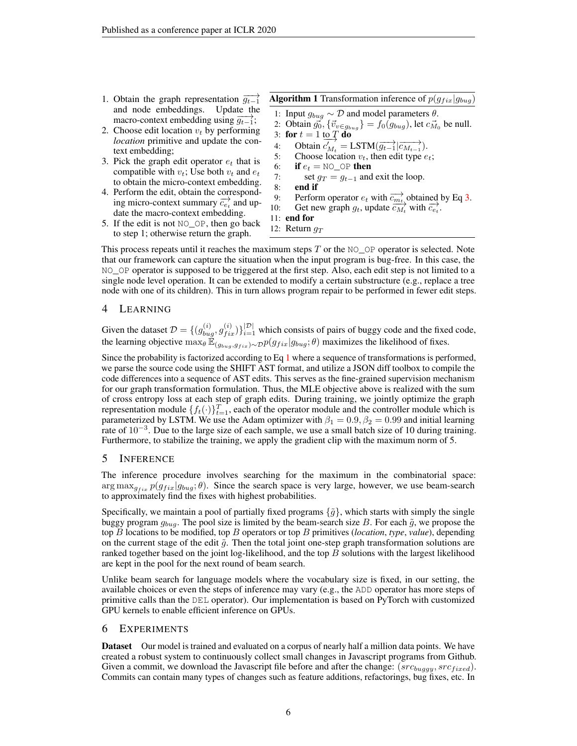1. Obtain the graph representation $\overrightarrow{g_{t-1}}$ and node embeddings. Update the macro-context embedding using $\overrightarrow{g_{t-1}}$;
2. Choose edit location $v_t$ by performing *location* primitive and update the context embedding;
3. Pick the graph edit operator $e_t$ that is compatible with $v_t$; Use both $v_t$ and $e_t$ to obtain the micro-context embedding.
4. Perform the edit, obtain the corresponding micro-context summary $\overrightarrow{c_{e_t}}$ and update the macro-context embedding.
5. If the edit is not NO_OP, then go back to step 1; otherwise return the graph.

**Algorithm 1** Transformation inference of $p(g_{fix}|g_{bug})$

```
1: Input g_bug ~ D and model parameters θ.
2: Obtain g_0, {v_{v∈g_bug}} = f_0(g_bug), let c_{M_0} be null.
3: for t = 1 to T do
4:     Obtain c'_{M_t} = LSTM(g_{t-1} | c_{M_{t-1}}).
5:     Choose location v_t, then edit type e_t;
6:     if e_t = NO_OP then
7:         set g_T = g_{t-1} and exit the loop.
8:     end if
9:     Perform operator e_t with c_{m_t} obtained by Eq 3.
10:    Get new graph g_t, update c_{M_t} with c_{e_t}.
11: end for
12: Return g_T
```

This process repeats until it reaches the maximum steps $T$ or the NO_OP operator is selected. Note that our framework can capture the situation when the input program is bug-free. In this case, the NO_OP operator is supposed to be triggered at the first step. Also, each edit step is not limited to a single node level operation. It can be extended to modify a certain substructure (e.g., replace a tree node with one of its children). This in turn allows program repair to be performed in fewer edit steps.

## 4 Learning

Given the dataset $\mathcal{D} = \{(g_{bug}^{(i)}, g_{fix}^{(i)})\}_{i=1}^{|\mathcal{D}|}$ which consists of pairs of buggy code and the fixed code, the learning objective $\max_\theta \mathbb{E}_{(g_{bug}, g_{fix}) \sim \mathcal{D}} p(g_{fix}|g_{bug}; \theta)$ maximizes the likelihood of fixes.

Since the probability is factorized according to Eq 1 where a sequence of transformations is performed, we parse the source code using the SHIFT AST format, and utilize a JSON diff toolbox to compile the code differences into a sequence of AST edits. This serves as the fine-grained supervision mechanism for our graph transformation formulation. Thus, the MLE objective above is realized with the sum of cross entropy loss at each step of graph edits. During training, we jointly optimize the graph representation module $\{f_t(\cdot)\}_{t=1}^T$, each of the operator module and the controller module which is parameterized by LSTM. We use the Adam optimizer with $\beta_1 = 0.9, \beta_2 = 0.99$ and initial learning rate of $10^{-3}$. Due to the large size of each sample, we use a small batch size of 10 during training. Furthermore, to stabilize the training, we apply the gradient clip with the maximum norm of 5.

## 5 Inference

The inference procedure involves searching for the maximum in the combinatorial space: $\arg\max_{g_{fix}} p(g_{fix}|g_{bug}; \theta)$. Since the search space is very large, however, we use beam-search to approximately find the fixes with highest probabilities.

Specifically, we maintain a pool of partially fixed programs $\{\tilde{g}\}$, which starts with simply the single buggy program $g_{bug}$. The pool size is limited by the beam-search size $B$. For each $\tilde{g}$, we propose the top $B$ locations to be modified, top $B$ operators or top $B$ primitives (*location*, *type*, *value*), depending on the current stage of the edit $\tilde{g}$. Then the total joint one-step graph transformation solutions are ranked together based on the joint log-likelihood, and the top $B$ solutions with the largest likelihood are kept in the pool for the next round of beam search.

Unlike beam search for language models where the vocabulary size is fixed, in our setting, the available choices or even the steps of inference may vary (e.g., the ADD operator has more steps of primitive calls than the DEL operator). Our implementation is based on PyTorch with customized GPU kernels to enable efficient inference on GPUs.

## 6 Experiments

**Dataset** Our model is trained and evaluated on a corpus of nearly half a million data points. We have created a robust system to continuously collect small changes in Javascript programs from Github. Given a commit, we download the Javascript file before and after the change: $(src_{buggy}, src_{fixed})$. Commits can contain many types of changes such as feature additions, refactorings, bug fixes, etc. In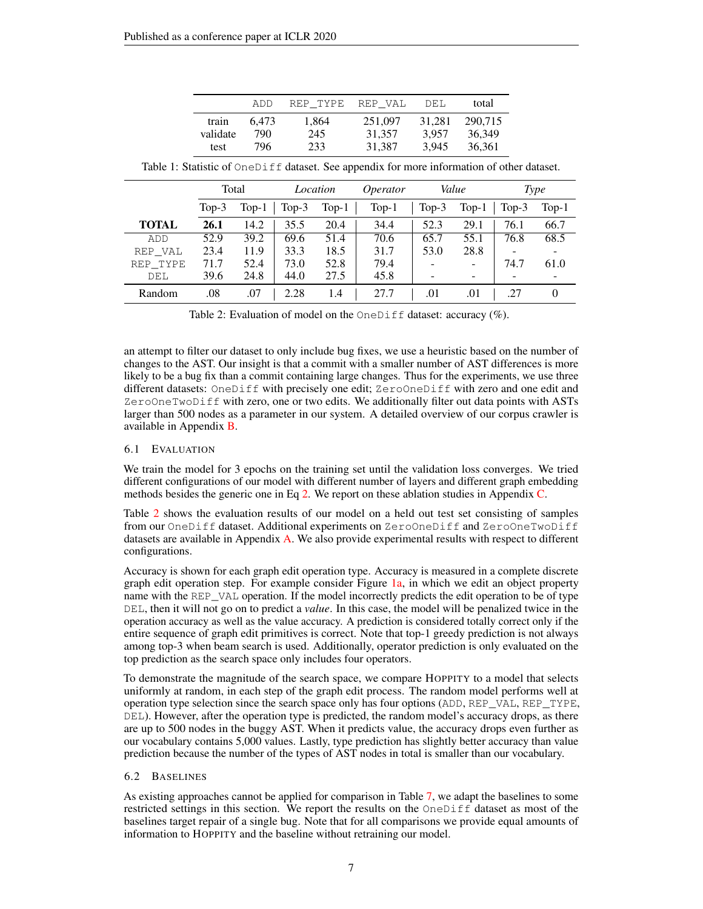|  | ADD | REP_TYPE | REP_VAL | DEL | total |
|---|---|---|---|---|---|
| train | 6,473 | 1,864 | 251,097 | 31,281 | 290,715 |
| validate | 790 | 245 | 31,357 | 3,957 | 36,349 |
| test | 796 | 233 | 31,387 | 3,945 | 36,361 |

Table 1: Statistic of OneDiff dataset. See appendix for more information of other dataset.

|  | Total | | *Location* | | *Operator* | *Value* | | *Type* | |
|---|---|---|---|---|---|---|---|---|---|
|  | Top-3 | Top-1 | Top-3 | Top-1 | Top-1 | Top-3 | Top-1 | Top-3 | Top-1 |
| **TOTAL** | **26.1** | 14.2 | 35.5 | 20.4 | 34.4 | 52.3 | 29.1 | 76.1 | 66.7 |
| ADD | 52.9 | 39.2 | 69.6 | 51.4 | 70.6 | 65.7 | 55.1 | 76.8 | 68.5 |
| REP_VAL | 23.4 | 11.9 | 33.3 | 18.5 | 31.7 | 53.0 | 28.8 | - | - |
| REP_TYPE | 71.7 | 52.4 | 73.0 | 52.8 | 79.4 | - | - | 74.7 | 61.0 |
| DEL | 39.6 | 24.8 | 44.0 | 27.5 | 45.8 | - | - | - | - |
| Random | .08 | .07 | 2.28 | 1.4 | 27.7 | .01 | .01 | .27 | 0 |

Table 2: Evaluation of model on the OneDiff dataset: accuracy (%).

an attempt to filter our dataset to only include bug fixes, we use a heuristic based on the number of changes to the AST. Our insight is that a commit with a smaller number of AST differences is more likely to be a bug fix than a commit containing large changes. Thus for the experiments, we use three different datasets: OneDiff with precisely one edit; ZeroOneDiff with zero and one edit and ZeroOneTwoDiff with zero, one or two edits. We additionally filter out data points with ASTs larger than 500 nodes as a parameter in our system. A detailed overview of our corpus crawler is available in Appendix B.

### 6.1 Evaluation

We train the model for 3 epochs on the training set until the validation loss converges. We tried different configurations of our model with different number of layers and different graph embedding methods besides the generic one in Eq 2. We report on these ablation studies in Appendix C.

Table 2 shows the evaluation results of our model on a held out test set consisting of samples from our OneDiff dataset. Additional experiments on ZeroOneDiff and ZeroOneTwoDiff datasets are available in Appendix A. We also provide experimental results with respect to different configurations.

Accuracy is shown for each graph edit operation type. Accuracy is measured in a complete discrete graph edit operation step. For example consider Figure 1a, in which we edit an object property name with the REP_VAL operation. If the model incorrectly predicts the edit operation to be of type DEL, then it will not go on to predict a *value*. In this case, the model will be penalized twice in the operation accuracy as well as the value accuracy. A prediction is considered totally correct only if the entire sequence of graph edit primitives is correct. Note that top-1 greedy prediction is not always among top-3 when beam search is used. Additionally, operator prediction is only evaluated on the top prediction as the search space only includes four operators.

To demonstrate the magnitude of the search space, we compare Hoppity to a model that selects uniformly at random, in each step of the graph edit process. The random model performs well at operation type selection since the search space only has four options (ADD, REP_VAL, REP_TYPE, DEL). However, after the operation type is predicted, the random model's accuracy drops, as there are up to 500 nodes in the buggy AST. When it predicts value, the accuracy drops even further as our vocabulary contains 5,000 values. Lastly, type prediction has slightly better accuracy than value prediction because the number of the types of AST nodes in total is smaller than our vocabulary.

### 6.2 Baselines

As existing approaches cannot be applied for comparison in Table 7, we adapt the baselines to some restricted settings in this section. We report the results on the OneDiff dataset as most of the baselines target repair of a single bug. Note that for all comparisons we provide equal amounts of information to Hoppity and the baseline without retraining our model.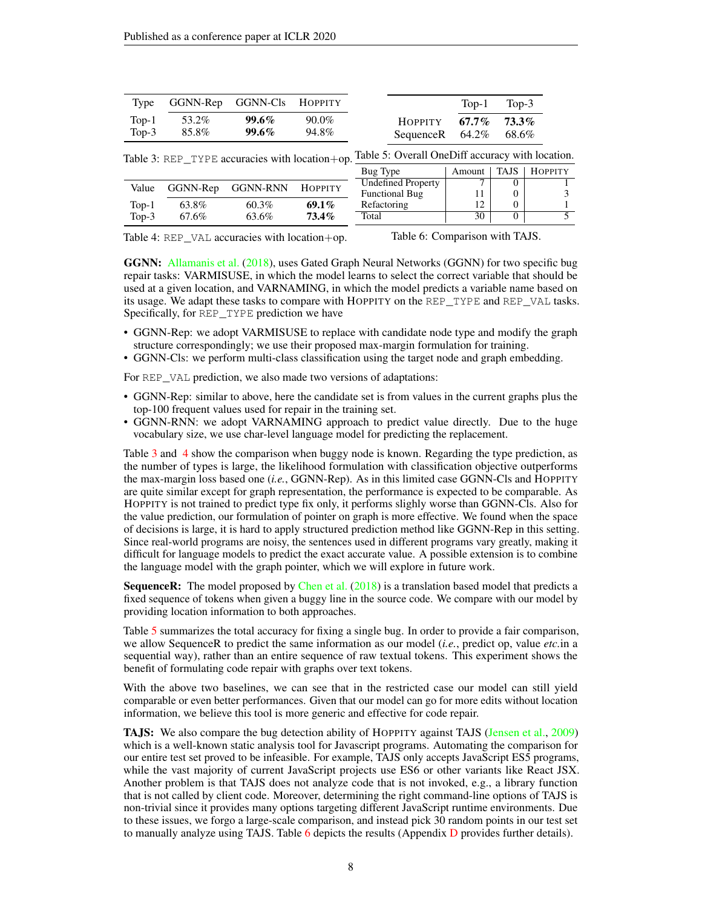| Type | GGNN-Rep | GGNN-Cls | HOPPITY |
|---|---|---|---|
| Top-1 | 53.2% | **99.6%** | 90.0% |
| Top-3 | 85.8% | **99.6%** | 94.8% |

Table 3: REP_TYPE accuracies with location+op.

| | Top-1 | Top-3 |
|---|---|---|
| HOPPITY | **67.7%** | **73.3%** |
| SequenceR | 64.2% | 68.6% |

Table 5: Overall OneDiff accuracy with location.

| Value | GGNN-Rep | GGNN-RNN | HOPPITY |
|---|---|---|---|
| Top-1 | 63.8% | 60.3% | **69.1%** |
| Top-3 | 67.6% | 63.6% | **73.4%** |

Table 4: REP_VAL accuracies with location+op.

| Bug Type | Amount | TAJS | HOPPITY |
|---|---|---|---|
| Undefined Property | 7 | 0 | 1 |
| Functional Bug | 11 | 0 | 3 |
| Refactoring | 12 | 0 | 1 |
| Total | 30 | 0 | 5 |

Table 6: Comparison with TAJS.

**GGNN:** Allamanis et al. (2018), uses Gated Graph Neural Networks (GGNN) for two specific bug repair tasks: VARMISUSE, in which the model learns to select the correct variable that should be used at a given location, and VARNAMING, in which the model predicts a variable name based on its usage. We adapt these tasks to compare with HOPPITY on the REP_TYPE and REP_VAL tasks. Specifically, for REP_TYPE prediction we have

- GGNN-Rep: we adopt VARMISUSE to replace with candidate node type and modify the graph structure correspondingly; we use their proposed max-margin formulation for training.
- GGNN-Cls: we perform multi-class classification using the target node and graph embedding.

For REP_VAL prediction, we also made two versions of adaptations:

- GGNN-Rep: similar to above, here the candidate set is from values in the current graphs plus the top-100 frequent values used for repair in the training set.
- GGNN-RNN: we adopt VARNAMING approach to predict value directly. Due to the huge vocabulary size, we use char-level language model for predicting the replacement.

Table 3 and 4 show the comparison when buggy node is known. Regarding the type prediction, as the number of types is large, the likelihood formulation with classification objective outperforms the max-margin loss based one (*i.e.*, GGNN-Rep). As in this limited case GGNN-Cls and HOPPITY are quite similar except for graph representation, the performance is expected to be comparable. As HOPPITY is not trained to predict type fix only, it performs slighly worse than GGNN-Cls. Also for the value prediction, our formulation of pointer on graph is more effective. We found when the space of decisions is large, it is hard to apply structured prediction method like GGNN-Rep in this setting. Since real-world programs are noisy, the sentences used in different programs vary greatly, making it difficult for language models to predict the exact accurate value. A possible extension is to combine the language model with the graph pointer, which we will explore in future work.

**SequenceR:** The model proposed by Chen et al. (2018) is a translation based model that predicts a fixed sequence of tokens when given a buggy line in the source code. We compare with our model by providing location information to both approaches.

Table 5 summarizes the total accuracy for fixing a single bug. In order to provide a fair comparison, we allow SequenceR to predict the same information as our model (*i.e.*, predict op, value *etc.*in a sequential way), rather than an entire sequence of raw textual tokens. This experiment shows the benefit of formulating code repair with graphs over text tokens.

With the above two baselines, we can see that in the restricted case our model can still yield comparable or even better performances. Given that our model can go for more edits without location information, we believe this tool is more generic and effective for code repair.

**TAJS:** We also compare the bug detection ability of HOPPITY against TAJS (Jensen et al., 2009) which is a well-known static analysis tool for Javascript programs. Automating the comparison for our entire test set proved to be infeasible. For example, TAJS only accepts JavaScript ES5 programs, while the vast majority of current JavaScript projects use ES6 or other variants like React JSX. Another problem is that TAJS does not analyze code that is not invoked, e.g., a library function that is not called by client code. Moreover, determining the right command-line options of TAJS is non-trivial since it provides many options targeting different JavaScript runtime environments. Due to these issues, we forgo a large-scale comparison, and instead pick 30 random points in our test set to manually analyze using TAJS. Table 6 depicts the results (Appendix D provides further details).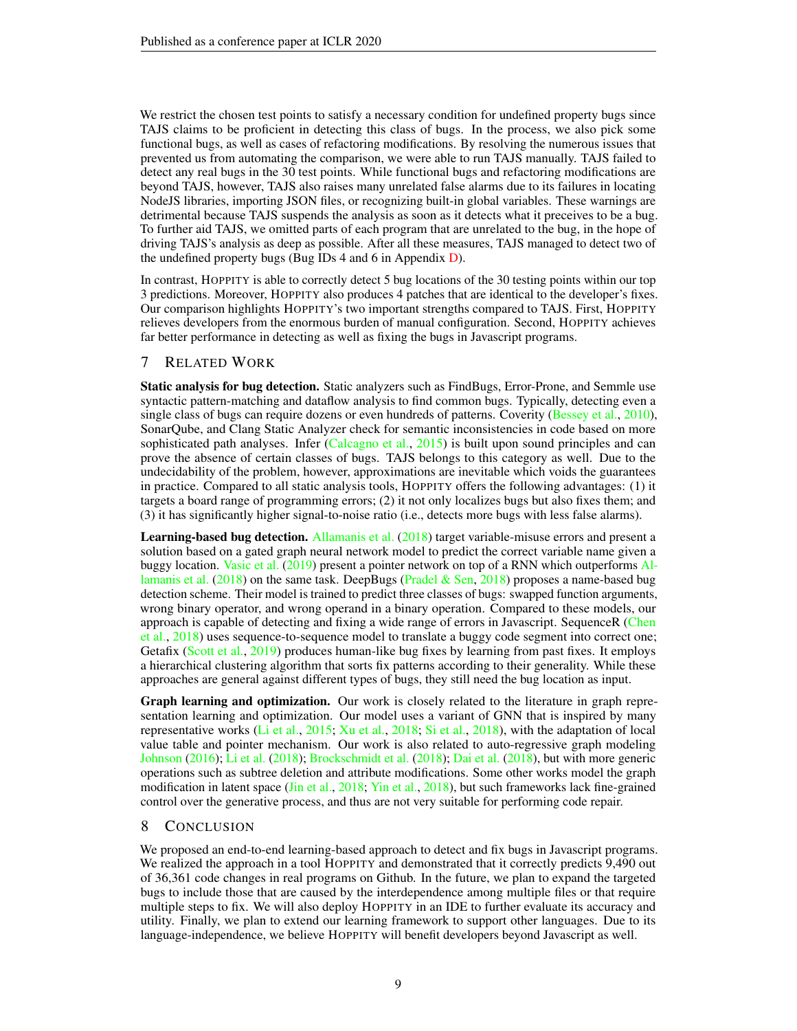We restrict the chosen test points to satisfy a necessary condition for undefined property bugs since TAJS claims to be proficient in detecting this class of bugs. In the process, we also pick some functional bugs, as well as cases of refactoring modifications. By resolving the numerous issues that prevented us from automating the comparison, we were able to run TAJS manually. TAJS failed to detect any real bugs in the 30 test points. While functional bugs and refactoring modifications are beyond TAJS, however, TAJS also raises many unrelated false alarms due to its failures in locating NodeJS libraries, importing JSON files, or recognizing built-in global variables. These warnings are detrimental because TAJS suspends the analysis as soon as it detects what it preceives to be a bug. To further aid TAJS, we omitted parts of each program that are unrelated to the bug, in the hope of driving TAJS's analysis as deep as possible. After all these measures, TAJS managed to detect two of the undefined property bugs (Bug IDs 4 and 6 in Appendix D).

In contrast, HOPPITY is able to correctly detect 5 bug locations of the 30 testing points within our top 3 predictions. Moreover, HOPPITY also produces 4 patches that are identical to the developer's fixes. Our comparison highlights HOPPITY's two important strengths compared to TAJS. First, HOPPITY relieves developers from the enormous burden of manual configuration. Second, HOPPITY achieves far better performance in detecting as well as fixing the bugs in Javascript programs.

## 7 RELATED WORK

**Static analysis for bug detection.** Static analyzers such as FindBugs, Error-Prone, and Semmle use syntactic pattern-matching and dataflow analysis to find common bugs. Typically, detecting even a single class of bugs can require dozens or even hundreds of patterns. Coverity (Bessey et al., 2010), SonarQube, and Clang Static Analyzer check for semantic inconsistencies in code based on more sophisticated path analyses. Infer (Calcagno et al., 2015) is built upon sound principles and can prove the absence of certain classes of bugs. TAJS belongs to this category as well. Due to the undecidability of the problem, however, approximations are inevitable which voids the guarantees in practice. Compared to all static analysis tools, HOPPITY offers the following advantages: (1) it targets a board range of programming errors; (2) it not only localizes bugs but also fixes them; and (3) it has significantly higher signal-to-noise ratio (i.e., detects more bugs with less false alarms).

**Learning-based bug detection.** Allamanis et al. (2018) target variable-misuse errors and present a solution based on a gated graph neural network model to predict the correct variable name given a buggy location. Vasic et al. (2019) present a pointer network on top of a RNN which outperforms Allamanis et al. (2018) on the same task. DeepBugs (Pradel & Sen, 2018) proposes a name-based bug detection scheme. Their model is trained to predict three classes of bugs: swapped function arguments, wrong binary operator, and wrong operand in a binary operation. Compared to these models, our approach is capable of detecting and fixing a wide range of errors in Javascript. SequenceR (Chen et al., 2018) uses sequence-to-sequence model to translate a buggy code segment into correct one; Getafix (Scott et al., 2019) produces human-like bug fixes by learning from past fixes. It employs a hierarchical clustering algorithm that sorts fix patterns according to their generality. While these approaches are general against different types of bugs, they still need the bug location as input.

**Graph learning and optimization.** Our work is closely related to the literature in graph representation learning and optimization. Our model uses a variant of GNN that is inspired by many representative works (Li et al., 2015; Xu et al., 2018; Si et al., 2018), with the adaptation of local value table and pointer mechanism. Our work is also related to auto-regressive graph modeling Johnson (2016); Li et al. (2018); Brockschmidt et al. (2018); Dai et al. (2018), but with more generic operations such as subtree deletion and attribute modifications. Some other works model the graph modification in latent space (Jin et al., 2018; Yin et al., 2018), but such frameworks lack fine-grained control over the generative process, and thus are not very suitable for performing code repair.

## 8 CONCLUSION

We proposed an end-to-end learning-based approach to detect and fix bugs in Javascript programs. We realized the approach in a tool HOPPITY and demonstrated that it correctly predicts 9,490 out of 36,361 code changes in real programs on Github. In the future, we plan to expand the targeted bugs to include those that are caused by the interdependence among multiple files or that require multiple steps to fix. We will also deploy HOPPITY in an IDE to further evaluate its accuracy and utility. Finally, we plan to extend our learning framework to support other languages. Due to its language-independence, we believe HOPPITY will benefit developers beyond Javascript as well.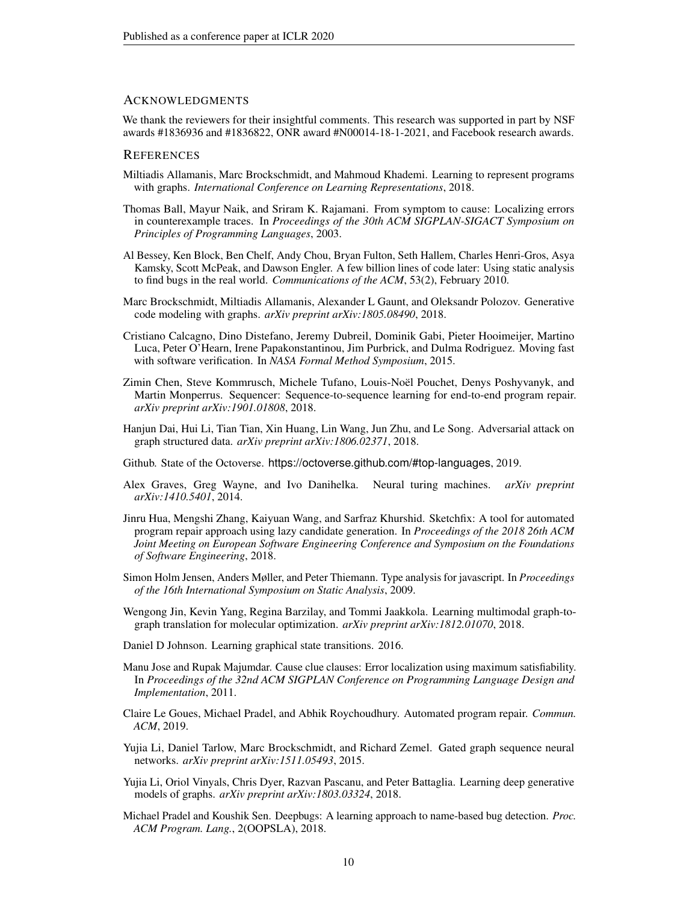## ACKNOWLEDGMENTS

We thank the reviewers for their insightful comments. This research was supported in part by NSF awards #1836936 and #1836822, ONR award #N00014-18-1-2021, and Facebook research awards.

## REFERENCES

Miltiadis Allamanis, Marc Brockschmidt, and Mahmoud Khademi. Learning to represent programs with graphs. *International Conference on Learning Representations*, 2018.

Thomas Ball, Mayur Naik, and Sriram K. Rajamani. From symptom to cause: Localizing errors in counterexample traces. In *Proceedings of the 30th ACM SIGPLAN-SIGACT Symposium on Principles of Programming Languages*, 2003.

Al Bessey, Ken Block, Ben Chelf, Andy Chou, Bryan Fulton, Seth Hallem, Charles Henri-Gros, Asya Kamsky, Scott McPeak, and Dawson Engler. A few billion lines of code later: Using static analysis to find bugs in the real world. *Communications of the ACM*, 53(2), February 2010.

Marc Brockschmidt, Miltiadis Allamanis, Alexander L Gaunt, and Oleksandr Polozov. Generative code modeling with graphs. *arXiv preprint arXiv:1805.08490*, 2018.

Cristiano Calcagno, Dino Distefano, Jeremy Dubreil, Dominik Gabi, Pieter Hooimeijer, Martino Luca, Peter O'Hearn, Irene Papakonstantinou, Jim Purbrick, and Dulma Rodriguez. Moving fast with software verification. In *NASA Formal Method Symposium*, 2015.

Zimin Chen, Steve Kommrusch, Michele Tufano, Louis-Noël Pouchet, Denys Poshyvanyk, and Martin Monperrus. Sequencer: Sequence-to-sequence learning for end-to-end program repair. *arXiv preprint arXiv:1901.01808*, 2018.

Hanjun Dai, Hui Li, Tian Tian, Xin Huang, Lin Wang, Jun Zhu, and Le Song. Adversarial attack on graph structured data. *arXiv preprint arXiv:1806.02371*, 2018.

Github. State of the Octoverse. https://octoverse.github.com/#top-languages, 2019.

Alex Graves, Greg Wayne, and Ivo Danihelka. Neural turing machines. *arXiv preprint arXiv:1410.5401*, 2014.

Jinru Hua, Mengshi Zhang, Kaiyuan Wang, and Sarfraz Khurshid. Sketchfix: A tool for automated program repair approach using lazy candidate generation. In *Proceedings of the 2018 26th ACM Joint Meeting on European Software Engineering Conference and Symposium on the Foundations of Software Engineering*, 2018.

Simon Holm Jensen, Anders Møller, and Peter Thiemann. Type analysis for javascript. In *Proceedings of the 16th International Symposium on Static Analysis*, 2009.

Wengong Jin, Kevin Yang, Regina Barzilay, and Tommi Jaakkola. Learning multimodal graph-to-graph translation for molecular optimization. *arXiv preprint arXiv:1812.01070*, 2018.

Daniel D Johnson. Learning graphical state transitions. 2016.

Manu Jose and Rupak Majumdar. Cause clue clauses: Error localization using maximum satisfiability. In *Proceedings of the 32nd ACM SIGPLAN Conference on Programming Language Design and Implementation*, 2011.

Claire Le Goues, Michael Pradel, and Abhik Roychoudhury. Automated program repair. *Commun. ACM*, 2019.

Yujia Li, Daniel Tarlow, Marc Brockschmidt, and Richard Zemel. Gated graph sequence neural networks. *arXiv preprint arXiv:1511.05493*, 2015.

Yujia Li, Oriol Vinyals, Chris Dyer, Razvan Pascanu, and Peter Battaglia. Learning deep generative models of graphs. *arXiv preprint arXiv:1803.03324*, 2018.

Michael Pradel and Koushik Sen. Deepbugs: A learning approach to name-based bug detection. *Proc. ACM Program. Lang.*, 2(OOPSLA), 2018.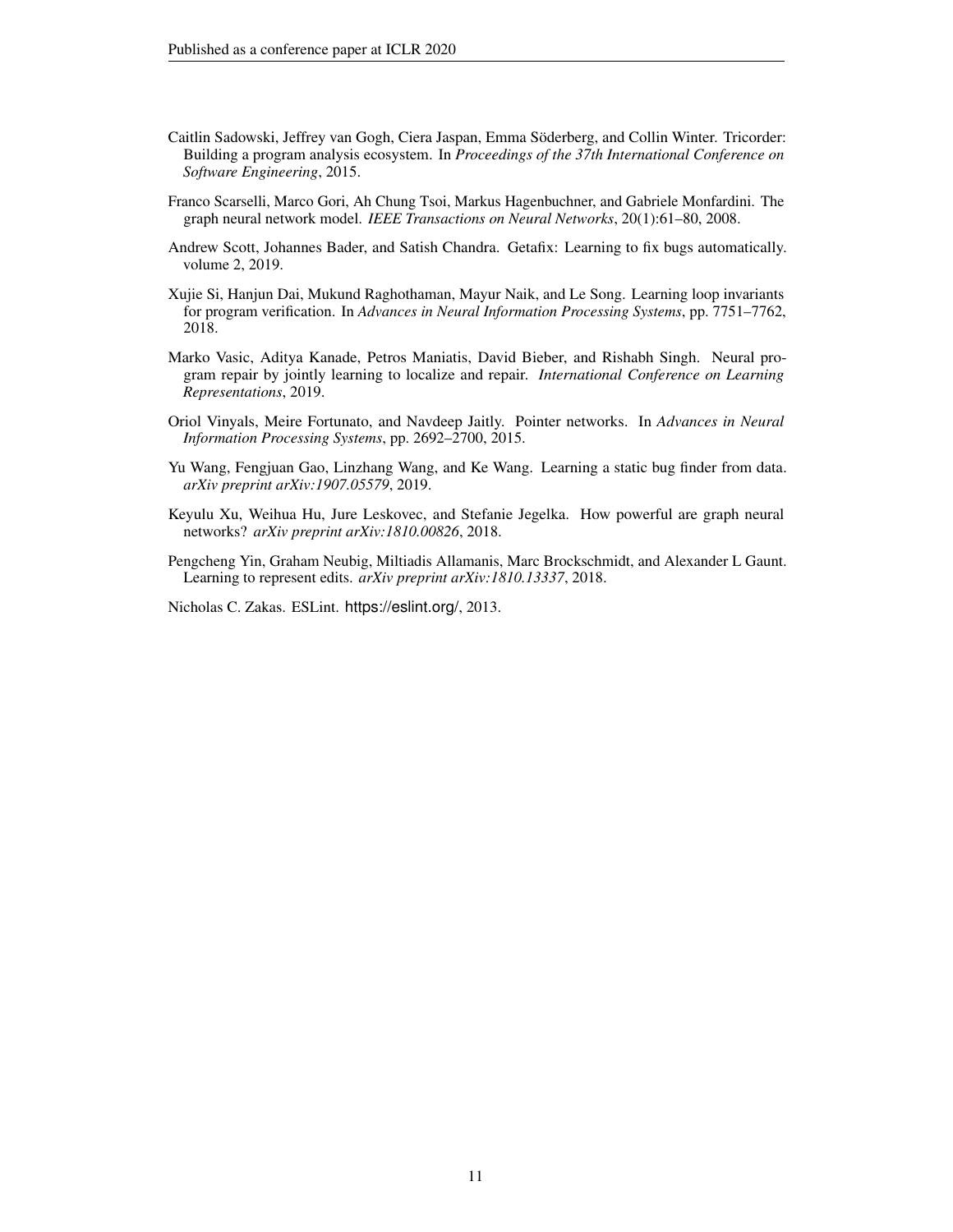Caitlin Sadowski, Jeffrey van Gogh, Ciera Jaspan, Emma Söderberg, and Collin Winter. Tricorder: Building a program analysis ecosystem. In *Proceedings of the 37th International Conference on Software Engineering*, 2015.

Franco Scarselli, Marco Gori, Ah Chung Tsoi, Markus Hagenbuchner, and Gabriele Monfardini. The graph neural network model. *IEEE Transactions on Neural Networks*, 20(1):61–80, 2008.

Andrew Scott, Johannes Bader, and Satish Chandra. Getafix: Learning to fix bugs automatically. volume 2, 2019.

Xujie Si, Hanjun Dai, Mukund Raghothaman, Mayur Naik, and Le Song. Learning loop invariants for program verification. In *Advances in Neural Information Processing Systems*, pp. 7751–7762, 2018.

Marko Vasic, Aditya Kanade, Petros Maniatis, David Bieber, and Rishabh Singh. Neural program repair by jointly learning to localize and repair. *International Conference on Learning Representations*, 2019.

Oriol Vinyals, Meire Fortunato, and Navdeep Jaitly. Pointer networks. In *Advances in Neural Information Processing Systems*, pp. 2692–2700, 2015.

Yu Wang, Fengjuan Gao, Linzhang Wang, and Ke Wang. Learning a static bug finder from data. *arXiv preprint arXiv:1907.05579*, 2019.

Keyulu Xu, Weihua Hu, Jure Leskovec, and Stefanie Jegelka. How powerful are graph neural networks? *arXiv preprint arXiv:1810.00826*, 2018.

Pengcheng Yin, Graham Neubig, Miltiadis Allamanis, Marc Brockschmidt, and Alexander L Gaunt. Learning to represent edits. *arXiv preprint arXiv:1810.13337*, 2018.

Nicholas C. Zakas. ESLint. https://eslint.org/, 2013.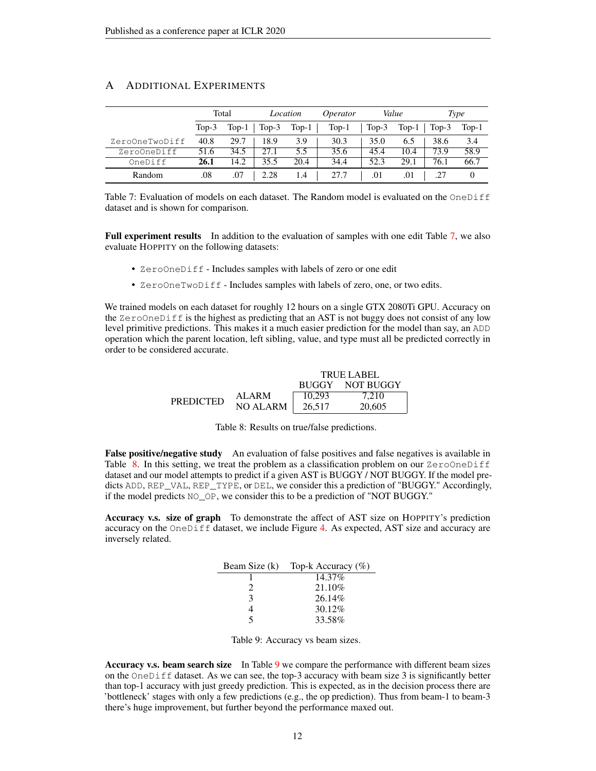# A Additional Experiments

| | Total | | *Location* | | *Operator* | *Value* | | *Type* | |
|---|---|---|---|---|---|---|---|---|---|
| | Top-3 | Top-1 | Top-3 | Top-1 | Top-1 | Top-3 | Top-1 | Top-3 | Top-1 |
| ZeroOneTwoDiff | 40.8 | 29.7 | 18.9 | 3.9 | 30.3 | 35.0 | 6.5 | 38.6 | 3.4 |
| ZeroOneDiff | 51.6 | 34.5 | 27.1 | 5.5 | 35.6 | 45.4 | 10.4 | 73.9 | 58.9 |
| OneDiff | **26.1** | 14.2 | 35.5 | 20.4 | 34.4 | 52.3 | 29.1 | 76.1 | 66.7 |
| Random | .08 | .07 | 2.28 | 1.4 | 27.7 | .01 | .01 | .27 | 0 |

Table 7: Evaluation of models on each dataset. The Random model is evaluated on the OneDiff dataset and is shown for comparison.

**Full experiment results** In addition to the evaluation of samples with one edit Table 7, we also evaluate HOPPITY on the following datasets:

- ZeroOneDiff - Includes samples with labels of zero or one edit
- ZeroOneTwoDiff - Includes samples with labels of zero, one, or two edits.

We trained models on each dataset for roughly 12 hours on a single GTX 2080Ti GPU. Accuracy on the ZeroOneDiff is the highest as predicting that an AST is not buggy does not consist of any low level primitive predictions. This makes it a much easier prediction for the model than say, an ADD operation which the parent location, left sibling, value, and type must all be predicted correctly in order to be considered accurate.

| | | TRUE LABEL | |
|---|---|---|---|
| | | BUGGY | NOT BUGGY |
| PREDICTED | ALARM | 10,293 | 7,210 |
| | NO ALARM | 26,517 | 20,605 |

Table 8: Results on true/false predictions.

**False positive/negative study** An evaluation of false positives and false negatives is available in Table 8. In this setting, we treat the problem as a classification problem on our ZeroOneDiff dataset and our model attempts to predict if a given AST is BUGGY / NOT BUGGY. If the model predicts ADD, REP_VAL, REP_TYPE, or DEL, we consider this a prediction of "BUGGY." Accordingly, if the model predicts NO_OP, we consider this to be a prediction of "NOT BUGGY."

**Accuracy v.s. size of graph** To demonstrate the affect of AST size on HOPPITY's prediction accuracy on the OneDiff dataset, we include Figure 4. As expected, AST size and accuracy are inversely related.

| Beam Size (k) | Top-k Accuracy (%) |
|---|---|
| 1 | 14.37% |
| 2 | 21.10% |
| 3 | 26.14% |
| 4 | 30.12% |
| 5 | 33.58% |

Table 9: Accuracy vs beam sizes.

**Accuracy v.s. beam search size** In Table 9 we compare the performance with different beam sizes on the OneDiff dataset. As we can see, the top-3 accuracy with beam size 3 is significantly better than top-1 accuracy with just greedy prediction. This is expected, as in the decision process there are 'bottleneck' stages with only a few predictions (e.g., the op prediction). Thus from beam-1 to beam-3 there's huge improvement, but further beyond the performance maxed out.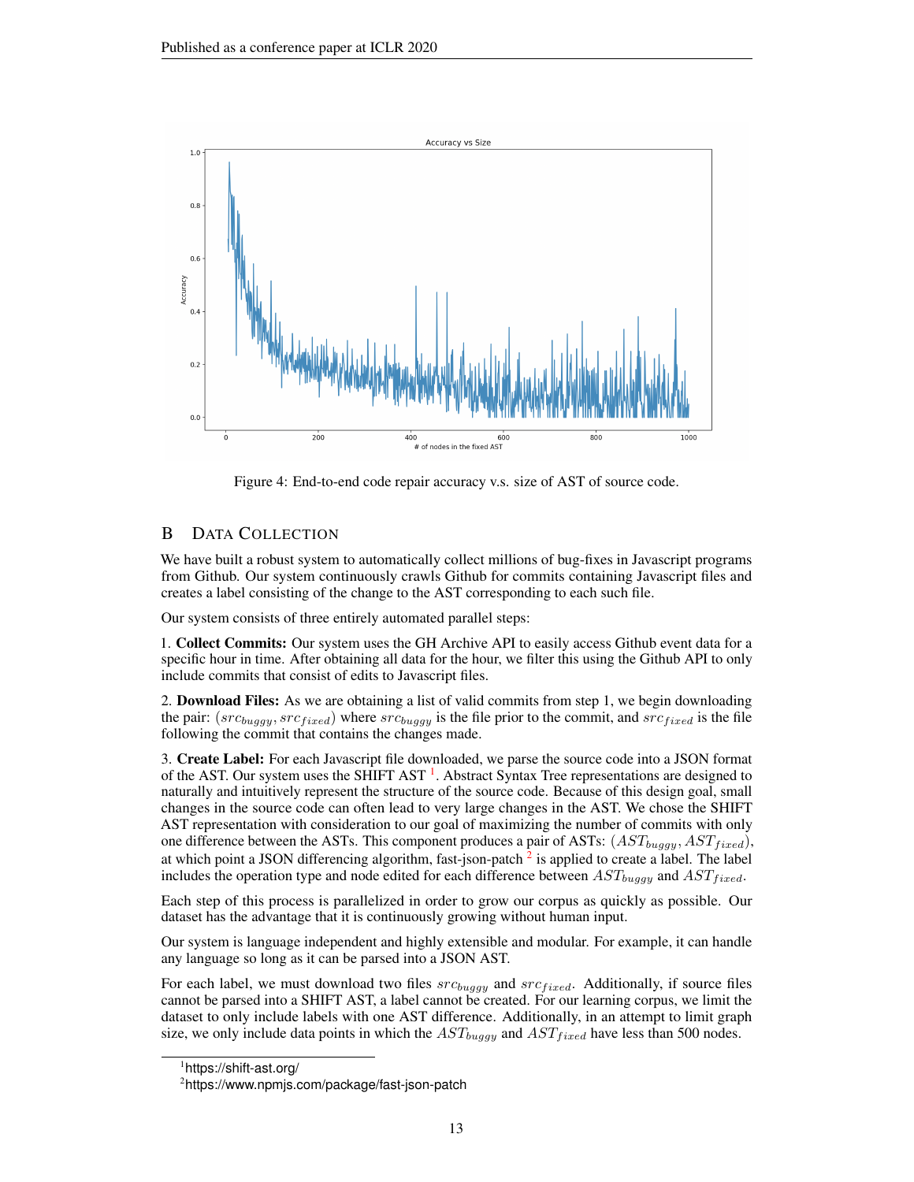Figure 4: End-to-end code repair accuracy v.s. size of AST of source code.

## B Data Collection

We have built a robust system to automatically collect millions of bug-fixes in Javascript programs from Github. Our system continuously crawls Github for commits containing Javascript files and creates a label consisting of the change to the AST corresponding to each such file.

Our system consists of three entirely automated parallel steps:

1. **Collect Commits:** Our system uses the GH Archive API to easily access Github event data for a specific hour in time. After obtaining all data for the hour, we filter this using the Github API to only include commits that consist of edits to Javascript files.

2. **Download Files:** As we are obtaining a list of valid commits from step 1, we begin downloading the pair: $(src_{buggy}, src_{fixed})$ where $src_{buggy}$ is the file prior to the commit, and $src_{fixed}$ is the file following the commit that contains the changes made.

3. **Create Label:** For each Javascript file downloaded, we parse the source code into a JSON format of the AST. Our system uses the SHIFT AST [1]. Abstract Syntax Tree representations are designed to naturally and intuitively represent the structure of the source code. Because of this design goal, small changes in the source code can often lead to very large changes in the AST. We chose the SHIFT AST representation with consideration to our goal of maximizing the number of commits with only one difference between the ASTs. This component produces a pair of ASTs: $(AST_{buggy}, AST_{fixed})$, at which point a JSON differencing algorithm, fast-json-patch [2] is applied to create a label. The label includes the operation type and node edited for each difference between $AST_{buggy}$ and $AST_{fixed}$.

Each step of this process is parallelized in order to grow our corpus as quickly as possible. Our dataset has the advantage that it is continuously growing without human input.

Our system is language independent and highly extensible and modular. For example, it can handle any language so long as it can be parsed into a JSON AST.

For each label, we must download two files $src_{buggy}$ and $src_{fixed}$. Additionally, if source files cannot be parsed into a SHIFT AST, a label cannot be created. For our learning corpus, we limit the dataset to only include labels with one AST difference. Additionally, in an attempt to limit graph size, we only include data points in which the $AST_{buggy}$ and $AST_{fixed}$ have less than 500 nodes.

[1] https://shift-ast.org/

[2] https://www.npmjs.com/package/fast-json-patch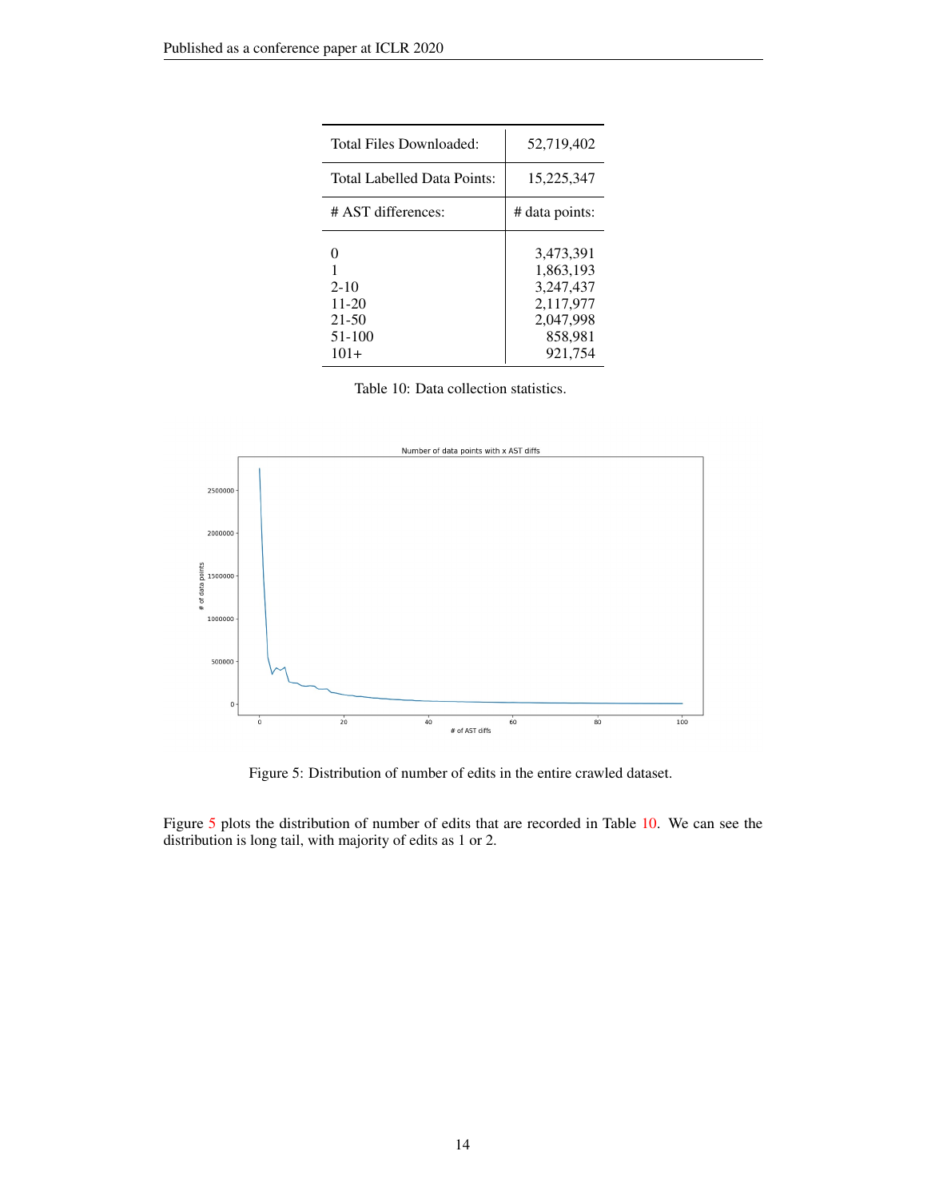| Total Files Downloaded: | 52,719,402 |
|---|---|
| Total Labelled Data Points: | 15,225,347 |
| # AST differences: | # data points: |
| 0 | 3,473,391 |
| 1 | 1,863,193 |
| 2-10 | 3,247,437 |
| 11-20 | 2,117,977 |
| 21-50 | 2,047,998 |
| 51-100 | 858,981 |
| 101+ | 921,754 |

Table 10: Data collection statistics.

Figure 5: Distribution of number of edits in the entire crawled dataset.

Figure 5 plots the distribution of number of edits that are recorded in Table 10. We can see the distribution is long tail, with majority of edits as 1 or 2.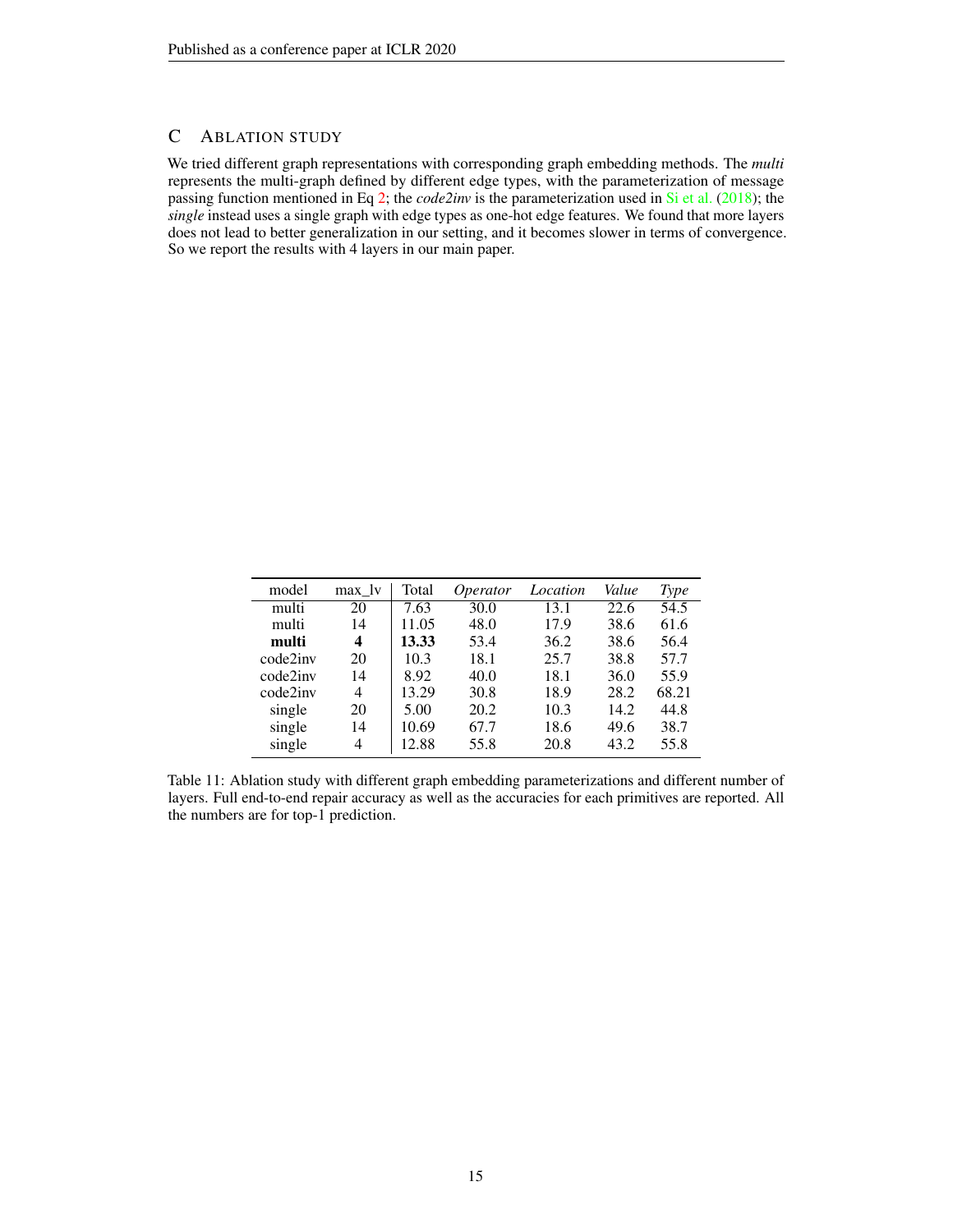# C Ablation Study

We tried different graph representations with corresponding graph embedding methods. The *multi* represents the multi-graph defined by different edge types, with the parameterization of message passing function mentioned in Eq 2; the *code2inv* is the parameterization used in Si et al. (2018); the *single* instead uses a single graph with edge types as one-hot edge features. We found that more layers does not lead to better generalization in our setting, and it becomes slower in terms of convergence. So we report the results with 4 layers in our main paper.

| model | max_lv | Total | *Operator* | *Location* | *Value* | *Type* |
|---|---|---|---|---|---|---|
| multi | 20 | 7.63 | 30.0 | 13.1 | 22.6 | 54.5 |
| multi | 14 | 11.05 | 48.0 | 17.9 | 38.6 | 61.6 |
| **multi** | **4** | **13.33** | 53.4 | 36.2 | 38.6 | 56.4 |
| code2inv | 20 | 10.3 | 18.1 | 25.7 | 38.8 | 57.7 |
| code2inv | 14 | 8.92 | 40.0 | 18.1 | 36.0 | 55.9 |
| code2inv | 4 | 13.29 | 30.8 | 18.9 | 28.2 | 68.21 |
| single | 20 | 5.00 | 20.2 | 10.3 | 14.2 | 44.8 |
| single | 14 | 10.69 | 67.7 | 18.6 | 49.6 | 38.7 |
| single | 4 | 12.88 | 55.8 | 20.8 | 43.2 | 55.8 |

Table 11: Ablation study with different graph embedding parameterizations and different number of layers. Full end-to-end repair accuracy as well as the accuracies for each primitives are reported. All the numbers are for top-1 prediction.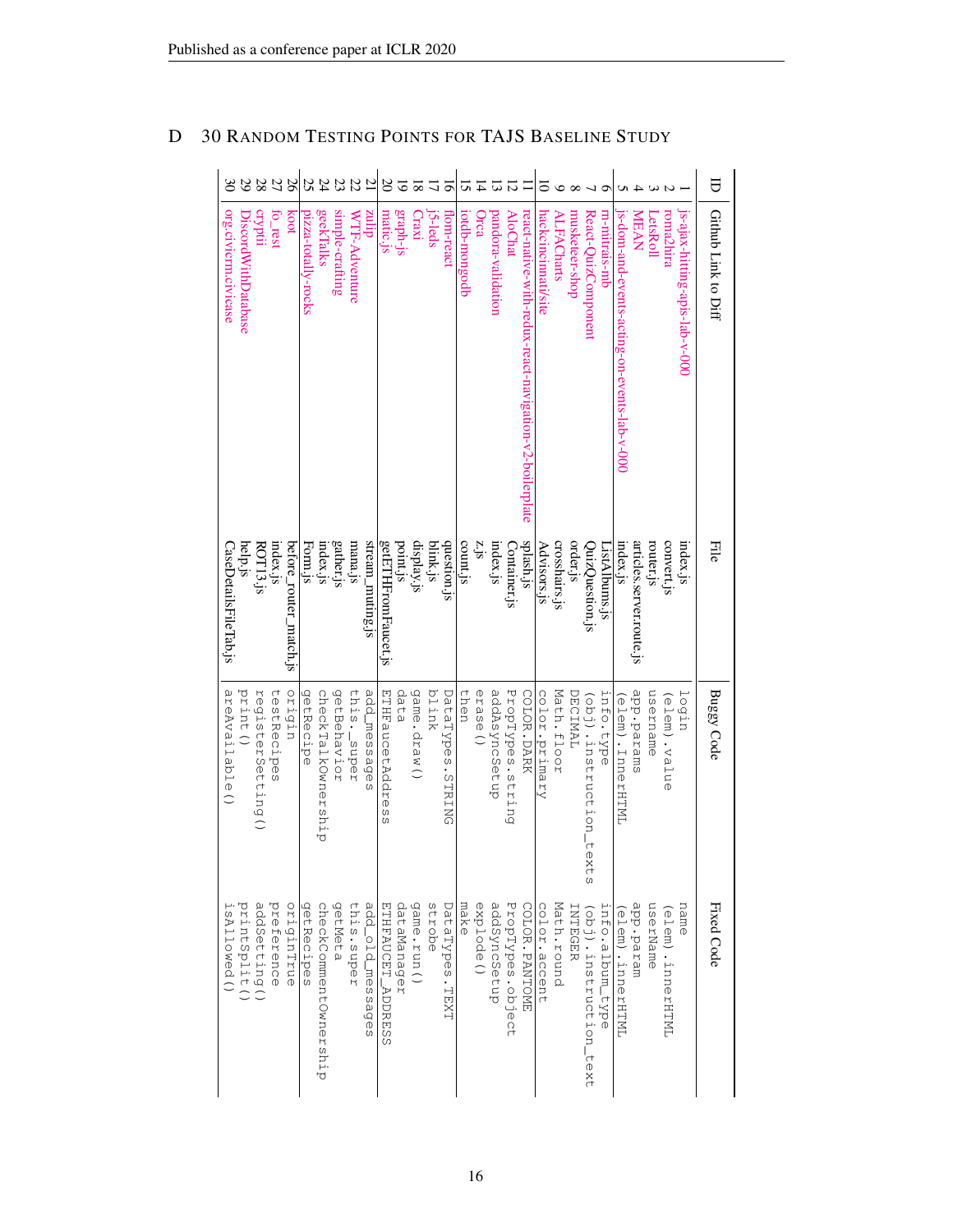## D 30 RANDOM TESTING POINTS FOR TAJS BASELINE STUDY

| ID | Github Link to Diff | File | Buggy Code | Fixed Code |
|---|---|---|---|---|
| 1 | js-ajax-hitting-apis-lab-v-000 | index.js | login | name |
| 2 | roma2hira | convert.js | (elem).value | (elem).innerHTML |
| 3 | LetsRoll | router.js | username | userName |
| 4 | MEAN | articles.server.route.js | app.params | app.param |
| 5 | js-dom-and-events-acting-on-events-lab-v-000 | index.js | (elem).InnerHTML | (elem).innerHTML |
| 6 | m-mitrais-mb | ListAlbums.js | info.type | info.album_type |
| 7 | React-QuizComponent | QuizQuestion.js | (obj).instruction_texts | (obj).instruction_text |
| 8 | musketeer-shop | order.js | DECIMAL | INTEGER |
| 9 | ALFACharts | crosshairs.js | Math.floor | Math.round |
| 10 | hackcincinnati/site | Advisors.js | color.primary | color.accent |
| 11 | react-native-with-redux-react-navigation-v2-boilerplate | splash.js | COLOR.DARK | COLOR.PANTOME |
| 12 | AloChat | Container.js | PropTypes.string | PropTypes.object |
| 13 | pandora-validation | index.js | addAsyncSetup | addSyncSetup |
| 14 | Orca | z.js | erase() | explode() |
| 15 | iotdb-mongodb | count.js | then | make |
| 16 | flom-react | question.js | DataTypes.STRING | DataTypes.TEXT |
| 17 | j5-leds | blink.js | blink | strobe |
| 18 | Craxi | display.js | game.draw() | game.run() |
| 19 | graph-js | point.js | data | dataManager |
| 20 | matic.js | getETHFromFaucet.js | ETHFaucetAddress | ETHFAUCET_ADDRESS |
| 21 | zulip | stream_muting.js | add_messages | add_old_messages |
| 22 | WTF-Adventure | mana.js | this._super | this.super |
| 23 | simple-crafting | gather.js | getBehavior | getMeta |
| 24 | geekTalks | index.js | checkTalkOwnership | checkCommentOwnership |
| 25 | pizza-totally-rocks | Form.js | getRecipe | getRecipes |
| 26 | koot | before_router_match.js | origin | originTrue |
| 27 | fo_rest | index.js | testRecipes | preference |
| 28 | cryptii | ROT13.js | registerSetting() | addSetting() |
| 29 | DiscordWithDatabase | help.js | print() | printSplit() |
| 30 | org.civicrm.civicase | CaseDetailsFileTab.js | areAvailable() | isAllowed() |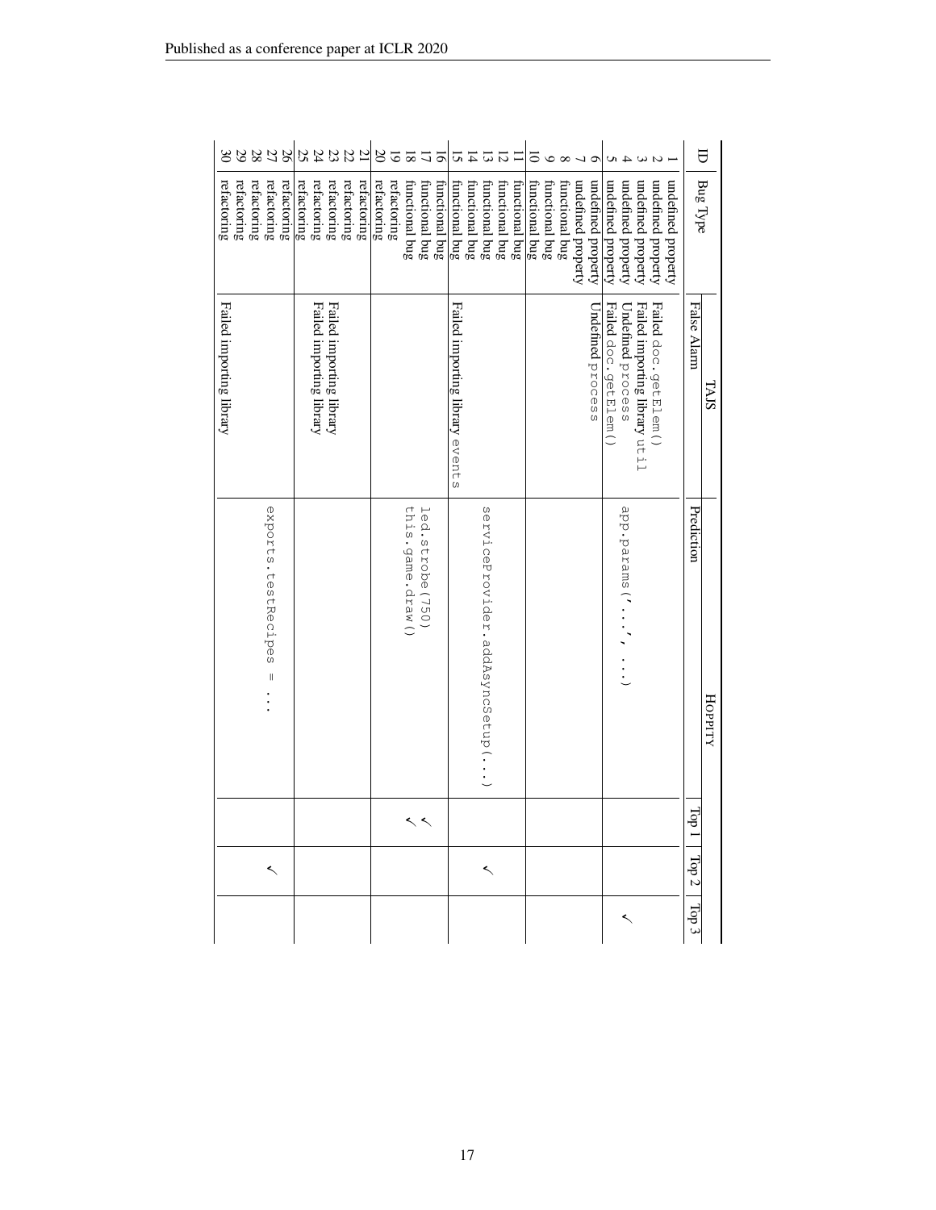| ID | Bug Type | TAJS | HOPPITY | | | |
|---|---|---|---|---|---|---|
| | | False Alarm | Prediction | Top 1 | Top 2 | Top 3 |
| 1 | undefined property | | | | | |
| 2 | undefined property | Failed `doc.getElem()` | | | | |
| 3 | undefined property | Failed importing library `util` | | | | |
| 4 | undefined property | Undefined `process` | | | | |
| 5 | undefined property | Failed `doc.getElem()` | `app.params('...', ...)` | | | ✓ |
| 6 | undefined property | Undefined `process` | | | | |
| 7 | undefined property | | | | | |
| 8 | functional bug | | | | | |
| 9 | functional bug | | | | | |
| 10 | functional bug | | | | | |
| 11 | functional bug | | | | | |
| 12 | functional bug | | | | | |
| 13 | functional bug | | `serviceProvider.addAsyncSetup(...)` | | ✓ | |
| 14 | functional bug | | | | | |
| 15 | functional bug | Failed importing library `events` | | | | |
| 16 | functional bug | | | | | |
| 17 | functional bug | | `led.strobe(750)` | ✓ | | |
| 18 | functional bug | | `this.game.draw()` | ✓ | | |
| 19 | refactoring | | | | | |
| 20 | refactoring | | | | | |
| 21 | refactoring | | | | | |
| 22 | refactoring | | | | | |
| 23 | refactoring | Failed importing library | | | | |
| 24 | refactoring | Failed importing library | | | | |
| 25 | refactoring | | | | | |
| 26 | refactoring | | | | | |
| 27 | refactoring | | `exports.testRecipes = ...` | | ✓ | |
| 28 | refactoring | | | | | |
| 29 | refactoring | | | | | |
| 30 | refactoring | Failed importing library | | | | |